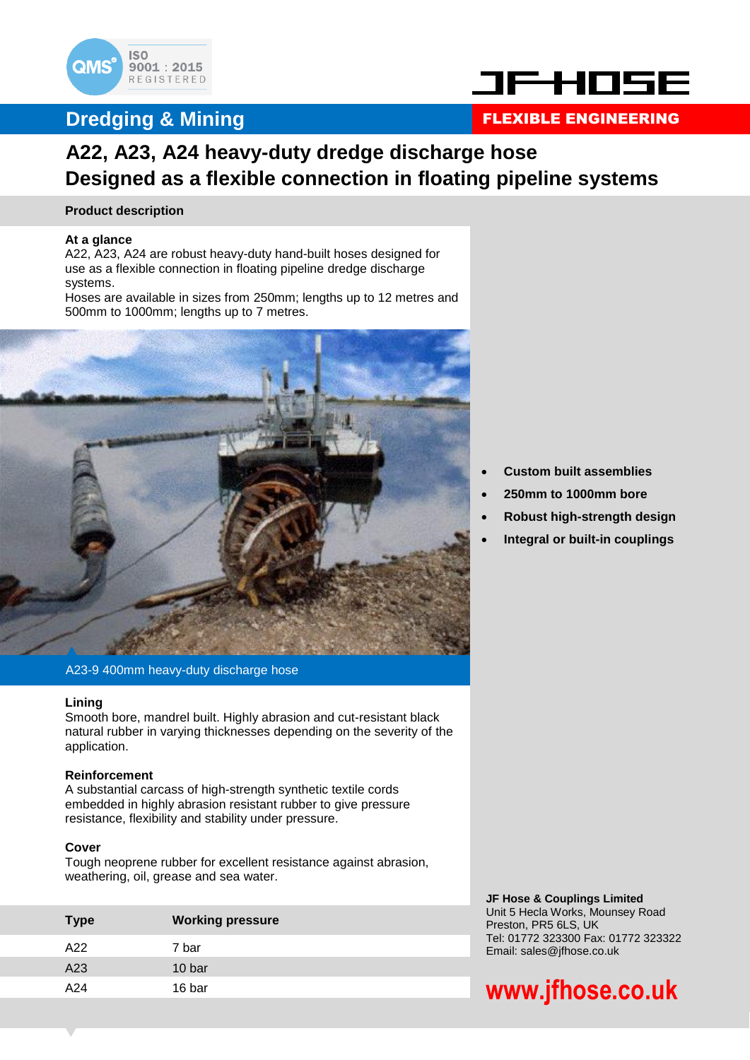## Dredging & Mining

**FLEXIBLE ENGINEERING**

# A22, A23, A24 heavy-duty dredge discharge hose
# Designed as a flexible connection in floating pipeline systems

**Product description**

**At a glance**

A22, A23, A24 are robust heavy-duty hand-built hoses designed for use as a flexible connection in floating pipeline dredge discharge systems.
Hoses are available in sizes from 250mm; lengths up to 12 metres and 500mm to 1000mm; lengths up to 7 metres.

A23-9 400mm heavy-duty discharge hose

- **Custom built assemblies**
- **250mm to 1000mm bore**
- **Robust high-strength design**
- **Integral or built-in couplings**

**Lining**

Smooth bore, mandrel built. Highly abrasion and cut-resistant black natural rubber in varying thicknesses depending on the severity of the application.

**Reinforcement**

A substantial carcass of high-strength synthetic textile cords embedded in highly abrasion resistant rubber to give pressure resistance, flexibility and stability under pressure.

**Cover**

Tough neoprene rubber for excellent resistance against abrasion, weathering, oil, grease and sea water.

| Type | Working pressure |
|---|---|
| A22 | 7 bar |
| A23 | 10 bar |
| A24 | 16 bar |

**JF Hose & Couplings Limited**
Unit 5 Hecla Works, Mounsey Road
Preston, PR5 6LS, UK
Tel: 01772 323300 Fax: 01772 323322
Email: sales@jfhose.co.uk

**www.jfhose.co.uk**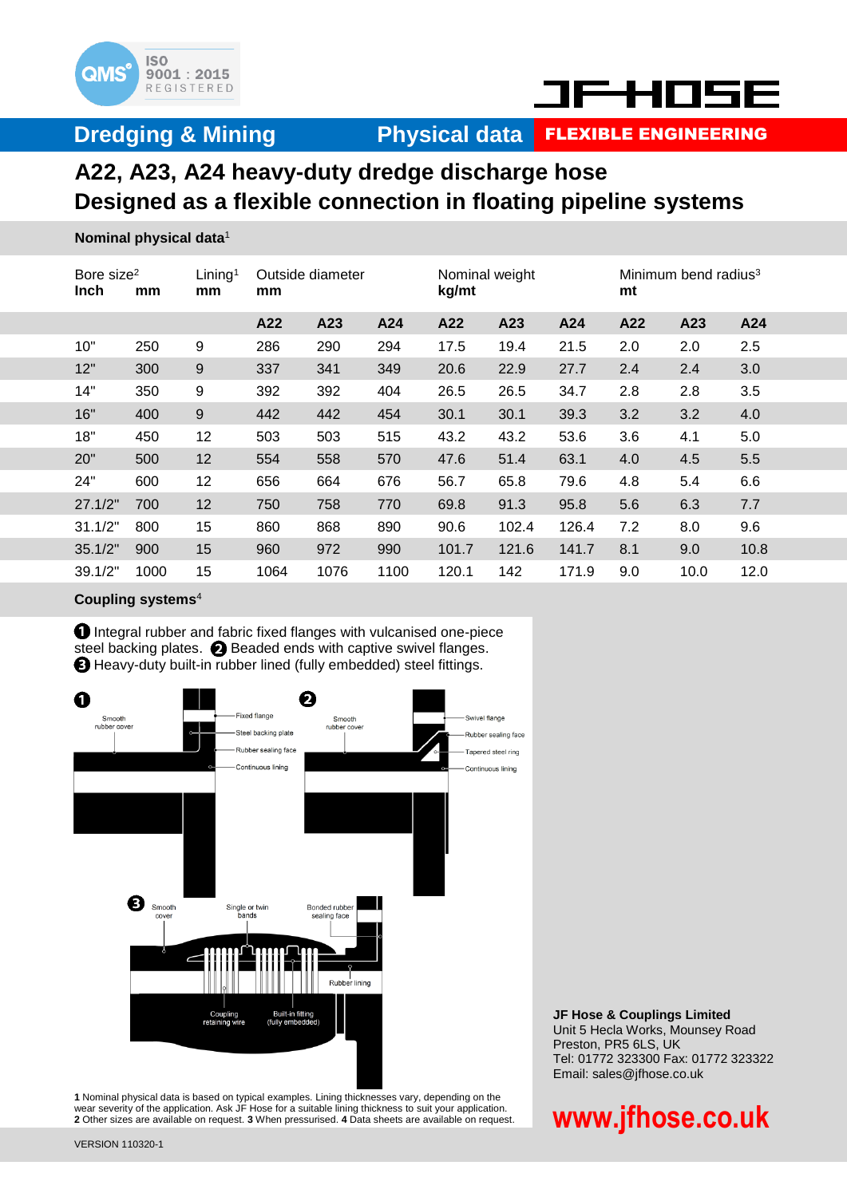JF HOSE

## Dredging & Mining — Physical data — FLEXIBLE ENGINEERING

# A22, A23, A24 heavy-duty dredge discharge hose
# Designed as a flexible connection in floating pipeline systems

**Nominal physical data**[1]

| Bore size[2] Inch | mm | Lining[1] mm | Outside diameter mm | | | Nominal weight kg/mt | | | Minimum bend radius[3] mt | | |
|---|---|---|---|---|---|---|---|---|---|---|---|
| | | | **A22** | **A23** | **A24** | **A22** | **A23** | **A24** | **A22** | **A23** | **A24** |
| 10" | 250 | 9 | 286 | 290 | 294 | 17.5 | 19.4 | 21.5 | 2.0 | 2.0 | 2.5 |
| 12" | 300 | 9 | 337 | 341 | 349 | 20.6 | 22.9 | 27.7 | 2.4 | 2.4 | 3.0 |
| 14" | 350 | 9 | 392 | 392 | 404 | 26.5 | 26.5 | 34.7 | 2.8 | 2.8 | 3.5 |
| 16" | 400 | 9 | 442 | 442 | 454 | 30.1 | 30.1 | 39.3 | 3.2 | 3.2 | 4.0 |
| 18" | 450 | 12 | 503 | 503 | 515 | 43.2 | 43.2 | 53.6 | 3.6 | 4.1 | 5.0 |
| 20" | 500 | 12 | 554 | 558 | 570 | 47.6 | 51.4 | 63.1 | 4.0 | 4.5 | 5.5 |
| 24" | 600 | 12 | 656 | 664 | 676 | 56.7 | 65.8 | 79.6 | 4.8 | 5.4 | 6.6 |
| 27.1/2" | 700 | 12 | 750 | 758 | 770 | 69.8 | 91.3 | 95.8 | 5.6 | 6.3 | 7.7 |
| 31.1/2" | 800 | 15 | 860 | 868 | 890 | 90.6 | 102.4 | 126.4 | 7.2 | 8.0 | 9.6 |
| 35.1/2" | 900 | 15 | 960 | 972 | 990 | 101.7 | 121.6 | 141.7 | 8.1 | 9.0 | 10.8 |
| 39.1/2" | 1000 | 15 | 1064 | 1076 | 1100 | 120.1 | 142 | 171.9 | 9.0 | 10.0 | 12.0 |

**Coupling systems**[4]

❶ Integral rubber and fabric fixed flanges with vulcanised one-piece steel backing plates. ❷ Beaded ends with captive swivel flanges. ❸ Heavy-duty built-in rubber lined (fully embedded) steel fittings.

❶
Smooth rubber cover
Fixed flange
Steel backing plate
Rubber sealing face
Continuous lining

❷
Smooth rubber cover
Swivel flange
Rubber sealing face
Tapered steel ring
Continuous lining

❸
Smooth cover
Single or twin bands
Bonded rubber sealing face
Rubber lining
Coupling retaining wire
Built-in fitting (fully embedded)

**1** Nominal physical data is based on typical examples. Lining thicknesses vary, depending on the wear severity of the application. Ask JF Hose for a suitable lining thickness to suit your application. **2** Other sizes are available on request. **3** When pressurised. **4** Data sheets are available on request.

**JF Hose & Couplings Limited**
Unit 5 Hecla Works, Mounsey Road
Preston, PR5 6LS, UK
Tel: 01772 323300 Fax: 01772 323322
Email: sales@jfhose.co.uk

**www.jfhose.co.uk**

VERSION 110320-1